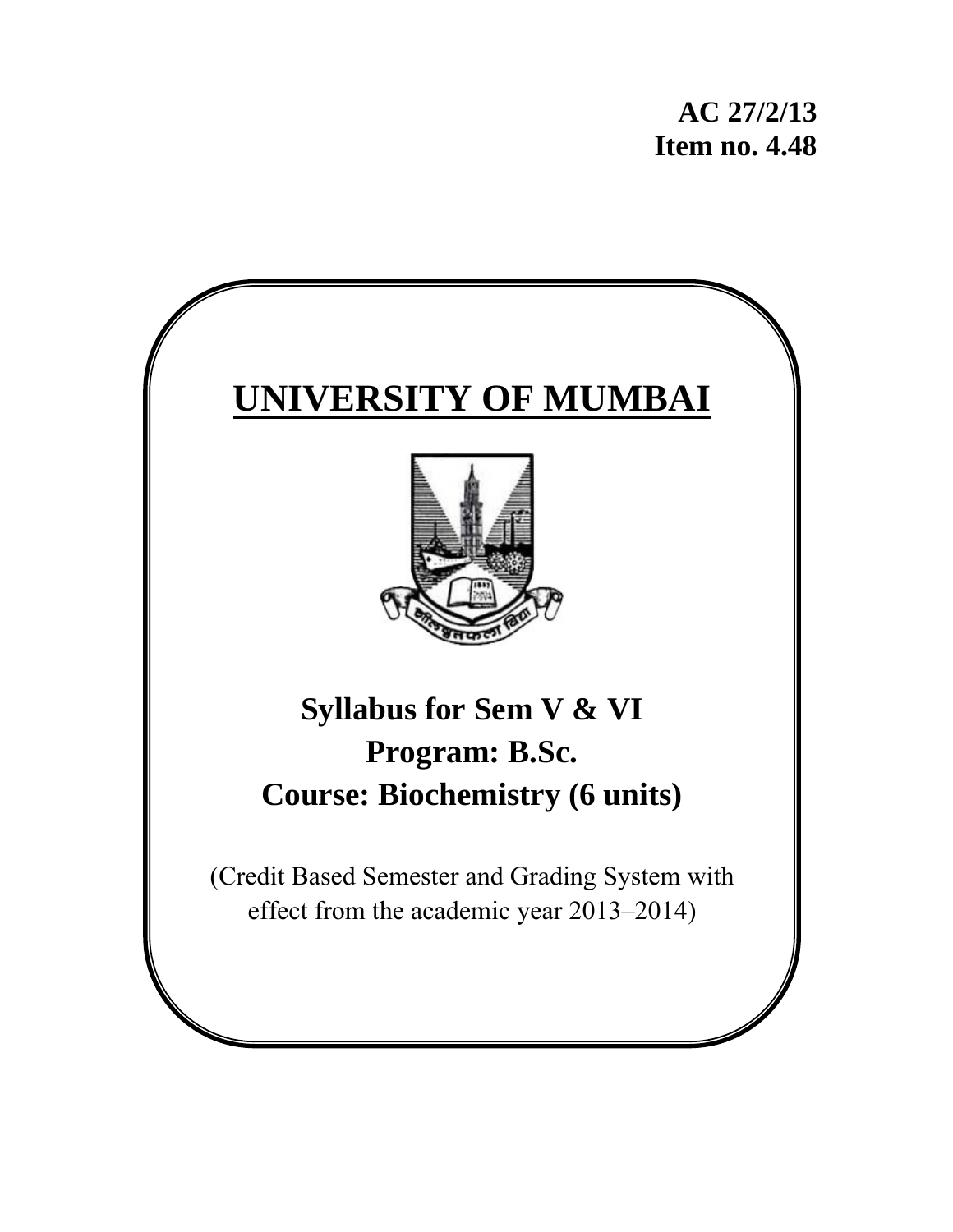**AC 27/2/13**
**Item no. 4.48**

# UNIVERSITY OF MUMBAI

## Syllabus for Sem V & VI
## Program: B.Sc.
## Course: Biochemistry (6 units)

(Credit Based Semester and Grading System with effect from the academic year 2013–2014)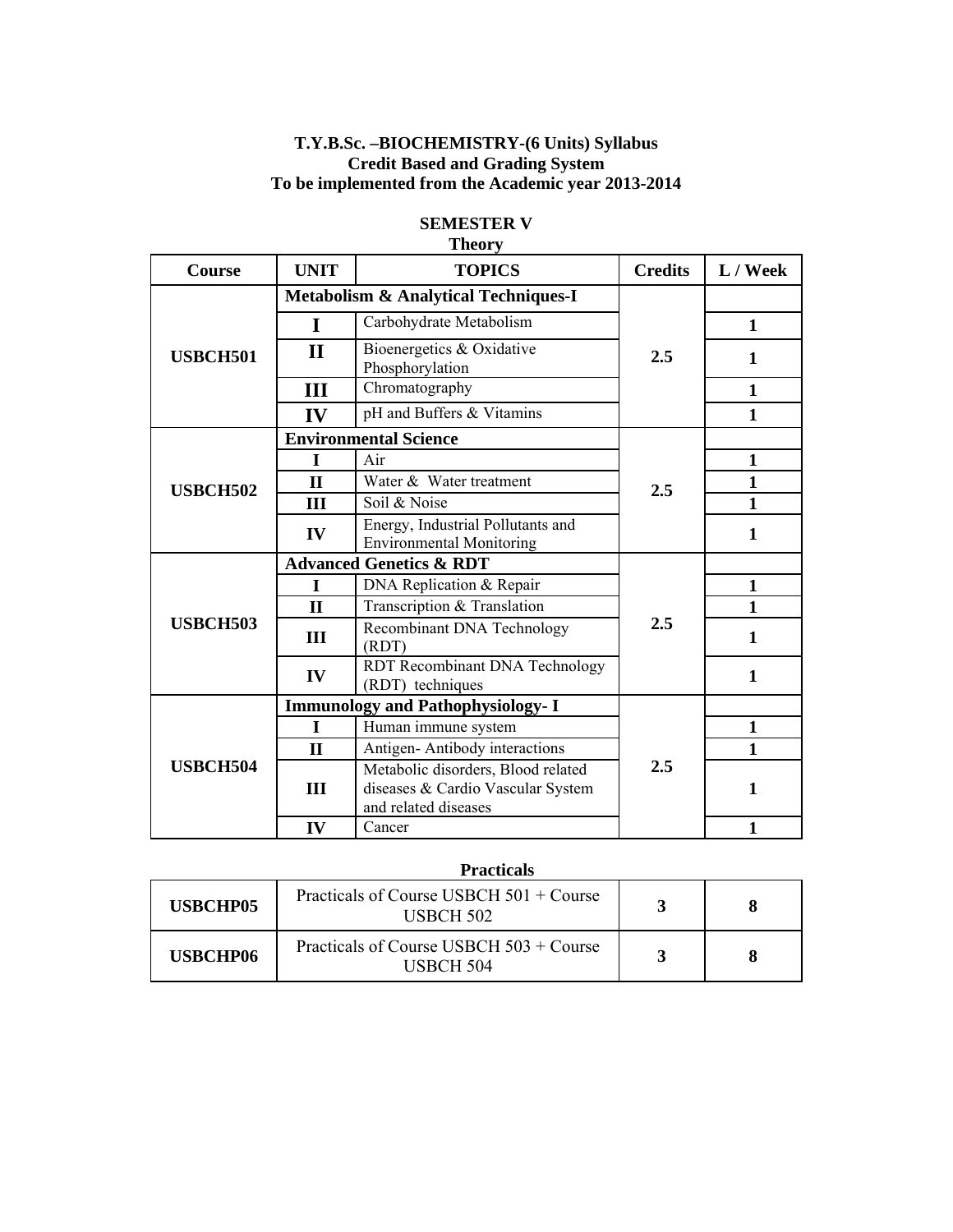**T.Y.B.Sc. –BIOCHEMISTRY-(6 Units) Syllabus**
**Credit Based and Grading System**
**To be implemented from the Academic year 2013-2014**

## SEMESTER V

### Theory

| Course | UNIT | TOPICS | Credits | L / Week |
|---|---|---|---|---|
| USBCH501 | **Metabolism & Analytical Techniques-I** | | 2.5 | |
| | I | Carbohydrate Metabolism | | 1 |
| | II | Bioenergetics & Oxidative Phosphorylation | | 1 |
| | III | Chromatography | | 1 |
| | IV | pH and Buffers & Vitamins | | 1 |
| USBCH502 | **Environmental Science** | | 2.5 | |
| | I | Air | | 1 |
| | II | Water & Water treatment | | 1 |
| | III | Soil & Noise | | 1 |
| | IV | Energy, Industrial Pollutants and Environmental Monitoring | | 1 |
| USBCH503 | **Advanced Genetics & RDT** | | 2.5 | |
| | I | DNA Replication & Repair | | 1 |
| | II | Transcription & Translation | | 1 |
| | III | Recombinant DNA Technology (RDT) | | 1 |
| | IV | RDT Recombinant DNA Technology (RDT) techniques | | 1 |
| USBCH504 | **Immunology and Pathophysiology- I** | | 2.5 | |
| | I | Human immune system | | 1 |
| | II | Antigen- Antibody interactions | | 1 |
| | III | Metabolic disorders, Blood related diseases & Cardio Vascular System and related diseases | | 1 |
| | IV | Cancer | | 1 |

### Practicals

| | | | |
|---|---|---|---|
| USBCHP05 | Practicals of Course USBCH 501 + Course USBCH 502 | 3 | 8 |
| USBCHP06 | Practicals of Course USBCH 503 + Course USBCH 504 | 3 | 8 |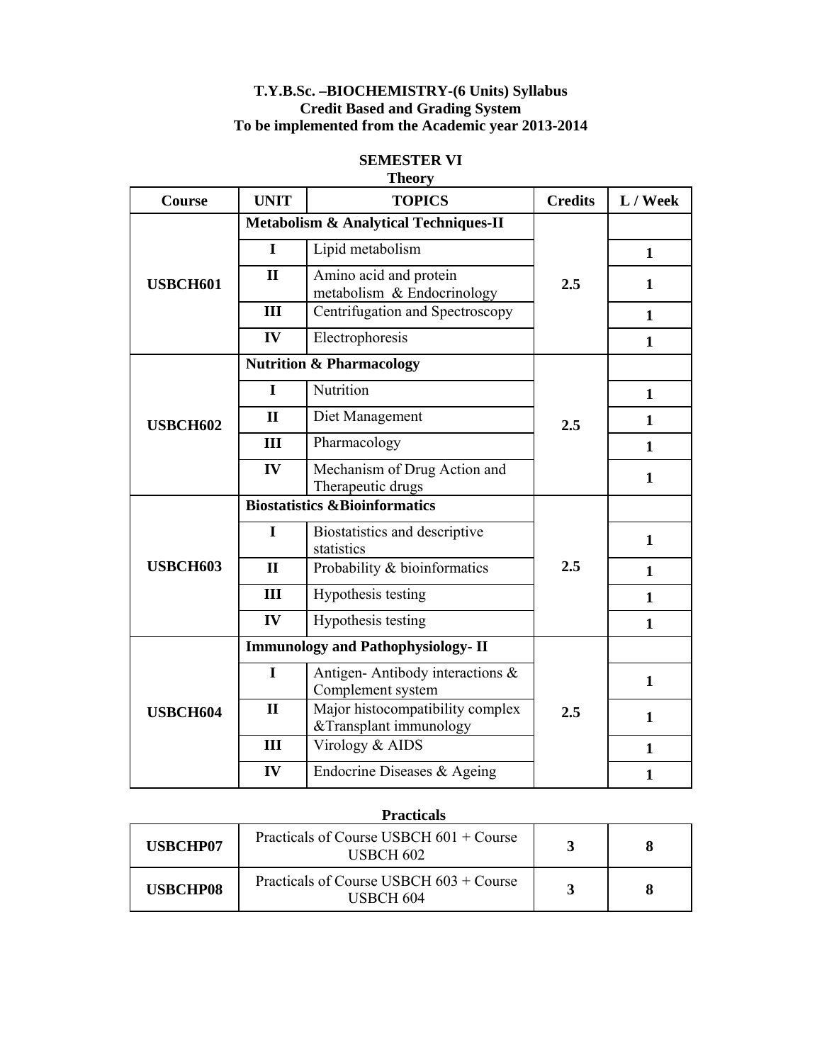**T.Y.B.Sc. –BIOCHEMISTRY-(6 Units) Syllabus**
**Credit Based and Grading System**
**To be implemented from the Academic year 2013-2014**

## SEMESTER VI

### Theory

| Course | UNIT | TOPICS | Credits | L / Week |
|---|---|---|---|---|
| USBCH601 | **Metabolism & Analytical Techniques-II** | | 2.5 | |
| | I | Lipid metabolism | | 1 |
| | II | Amino acid and protein metabolism & Endocrinology | | 1 |
| | III | Centrifugation and Spectroscopy | | 1 |
| | IV | Electrophoresis | | 1 |
| USBCH602 | **Nutrition & Pharmacology** | | 2.5 | |
| | I | Nutrition | | 1 |
| | II | Diet Management | | 1 |
| | III | Pharmacology | | 1 |
| | IV | Mechanism of Drug Action and Therapeutic drugs | | 1 |
| USBCH603 | **Biostatistics &Bioinformatics** | | 2.5 | |
| | I | Biostatistics and descriptive statistics | | 1 |
| | II | Probability & bioinformatics | | 1 |
| | III | Hypothesis testing | | 1 |
| | IV | Hypothesis testing | | 1 |
| USBCH604 | **Immunology and Pathophysiology- II** | | 2.5 | |
| | I | Antigen- Antibody interactions & Complement system | | 1 |
| | II | Major histocompatibility complex &Transplant immunology | | 1 |
| | III | Virology & AIDS | | 1 |
| | IV | Endocrine Diseases & Ageing | | 1 |

### Practicals

| Course | Topics | Credits | L / Week |
|---|---|---|---|
| USBCHP07 | Practicals of Course USBCH 601 + Course USBCH 602 | 3 | 8 |
| USBCHP08 | Practicals of Course USBCH 603 + Course USBCH 604 | 3 | 8 |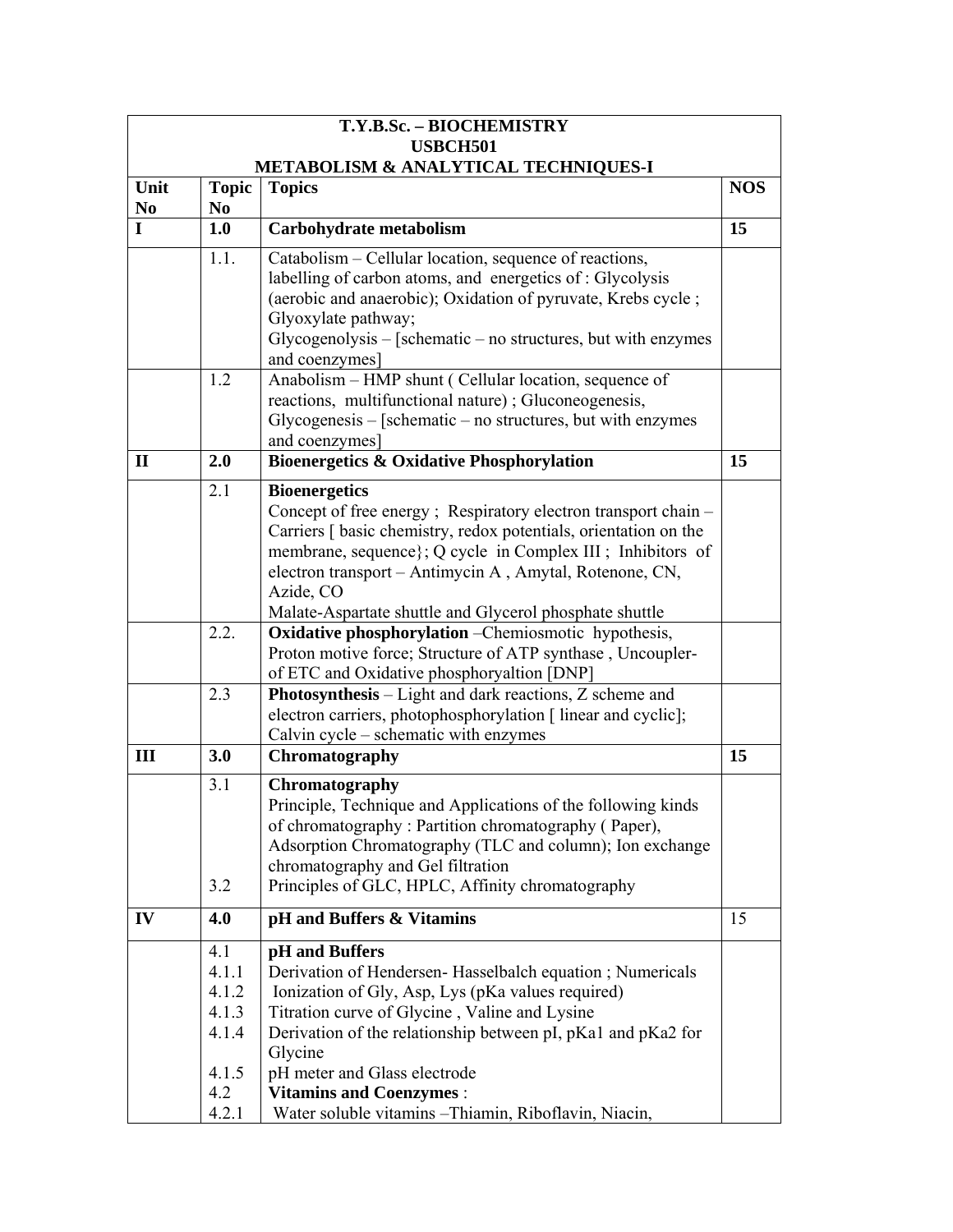| T.Y.B.Sc. – BIOCHEMISTRY<br>USBCH501<br>METABOLISM & ANALYTICAL TECHNIQUES-I | | | |
|---|---|---|---|
| **Unit No** | **Topic No** | **Topics** | **NOS** |
| **I** | **1.0** | **Carbohydrate metabolism** | **15** |
| | 1.1. | Catabolism – Cellular location, sequence of reactions, labelling of carbon atoms, and energetics of : Glycolysis (aerobic and anaerobic); Oxidation of pyruvate, Krebs cycle ; Glyoxylate pathway;<br>Glycogenolysis – [schematic – no structures, but with enzymes and coenzymes] | |
| | 1.2 | Anabolism – HMP shunt ( Cellular location, sequence of reactions, multifunctional nature) ; Gluconeogenesis, Glycogenesis – [schematic – no structures, but with enzymes and coenzymes] | |
| **II** | **2.0** | **Bioenergetics & Oxidative Phosphorylation** | **15** |
| | 2.1 | **Bioenergetics**<br>Concept of free energy ; Respiratory electron transport chain – Carriers [ basic chemistry, redox potentials, orientation on the membrane, sequence}; Q cycle in Complex III ; Inhibitors of electron transport – Antimycin A , Amytal, Rotenone, CN, Azide, CO<br>Malate-Aspartate shuttle and Glycerol phosphate shuttle | |
| | 2.2. | **Oxidative phosphorylation** –Chemiosmotic hypothesis, Proton motive force; Structure of ATP synthase , Uncoupler- of ETC and Oxidative phosphoryaltion [DNP] | |
| | 2.3 | **Photosynthesis** – Light and dark reactions, Z scheme and electron carriers, photophosphorylation [ linear and cyclic]; Calvin cycle – schematic with enzymes | |
| **III** | **3.0** | **Chromatography** | **15** |
| | 3.1<br><br><br><br>3.2 | **Chromatography**<br>Principle, Technique and Applications of the following kinds of chromatography : Partition chromatography ( Paper), Adsorption Chromatography (TLC and column); Ion exchange chromatography and Gel filtration<br>Principles of GLC, HPLC, Affinity chromatography | |
| **IV** | **4.0** | **pH and Buffers & Vitamins** | 15 |
| | 4.1<br>4.1.1<br>4.1.2<br>4.1.3<br>4.1.4<br><br>4.1.5<br>4.2<br>4.2.1 | **pH and Buffers**<br>Derivation of Hendersen- Hasselbalch equation ; Numericals<br>Ionization of Gly, Asp, Lys (pKa values required)<br>Titration curve of Glycine , Valine and Lysine<br>Derivation of the relationship between pI, pKa1 and pKa2 for Glycine<br>pH meter and Glass electrode<br>**Vitamins and Coenzymes** :<br>Water soluble vitamins –Thiamin, Riboflavin, Niacin, | |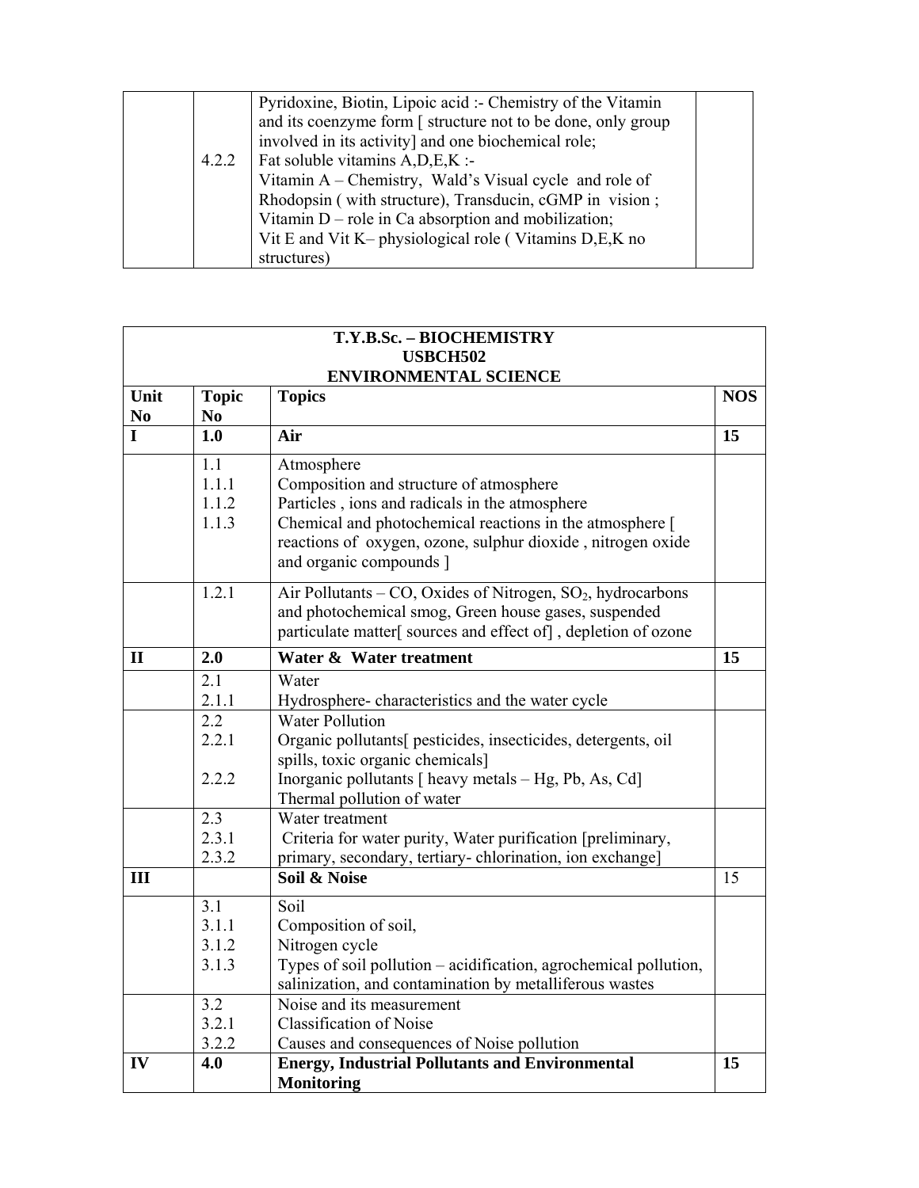| | | | |
|---|---|---|---|
| | 4.2.2 | Pyridoxine, Biotin, Lipoic acid :- Chemistry of the Vitamin and its coenzyme form [ structure not to be done, only group involved in its activity] and one biochemical role;<br>Fat soluble vitamins A,D,E,K :-<br>Vitamin A – Chemistry, Wald's Visual cycle and role of Rhodopsin ( with structure), Transducin, cGMP in vision ;<br>Vitamin D – role in Ca absorption and mobilization;<br>Vit E and Vit K– physiological role ( Vitamins D,E,K no structures) | |

| **T.Y.B.Sc. – BIOCHEMISTRY<br>USBCH502<br>ENVIRONMENTAL SCIENCE** | | | |
|---|---|---|---|
| **Unit No** | **Topic No** | **Topics** | **NOS** |
| **I** | **1.0** | **Air** | **15** |
| | 1.1<br>1.1.1<br>1.1.2<br>1.1.3 | Atmosphere<br>Composition and structure of atmosphere<br>Particles , ions and radicals in the atmosphere<br>Chemical and photochemical reactions in the atmosphere [ reactions of oxygen, ozone, sulphur dioxide , nitrogen oxide and organic compounds ] | |
| | 1.2.1 | Air Pollutants – CO, Oxides of Nitrogen, $SO_2$, hydrocarbons and photochemical smog, Green house gases, suspended particulate matter[ sources and effect of] , depletion of ozone | |
| **II** | **2.0** | **Water & Water treatment** | **15** |
| | 2.1<br>2.1.1 | Water<br>Hydrosphere- characteristics and the water cycle | |
| | 2.2<br>2.2.1<br><br>2.2.2 | Water Pollution<br>Organic pollutants[ pesticides, insecticides, detergents, oil spills, toxic organic chemicals]<br>Inorganic pollutants [ heavy metals – Hg, Pb, As, Cd]<br>Thermal pollution of water | |
| | 2.3<br>2.3.1<br>2.3.2 | Water treatment<br>Criteria for water purity, Water purification [preliminary, primary, secondary, tertiary- chlorination, ion exchange] | |
| **III** | | **Soil & Noise** | 15 |
| | 3.1<br>3.1.1<br>3.1.2<br>3.1.3 | Soil<br>Composition of soil,<br>Nitrogen cycle<br>Types of soil pollution – acidification, agrochemical pollution, salinization, and contamination by metalliferous wastes | |
| | 3.2<br>3.2.1<br>3.2.2 | Noise and its measurement<br>Classification of Noise<br>Causes and consequences of Noise pollution | |
| **IV** | **4.0** | **Energy, Industrial Pollutants and Environmental Monitoring** | **15** |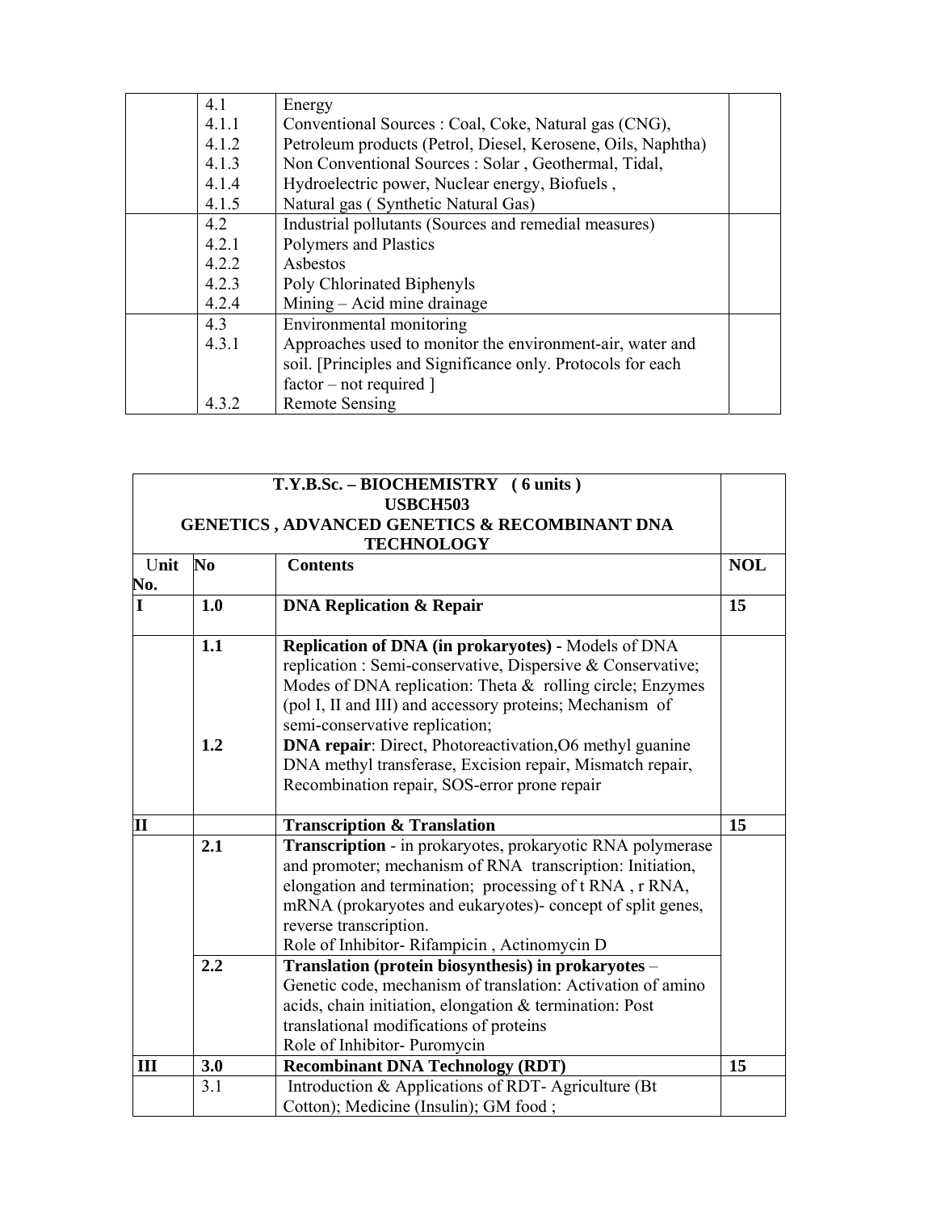| | | | |
|---|---|---|---|
| | 4.1<br>4.1.1<br>4.1.2<br>4.1.3<br>4.1.4<br>4.1.5 | Energy<br>Conventional Sources : Coal, Coke, Natural gas (CNG),<br>Petroleum products (Petrol, Diesel, Kerosene, Oils, Naphtha)<br>Non Conventional Sources : Solar , Geothermal, Tidal,<br>Hydroelectric power, Nuclear energy, Biofuels ,<br>Natural gas ( Synthetic Natural Gas) | |
| | 4.2<br>4.2.1<br>4.2.2<br>4.2.3<br>4.2.4 | Industrial pollutants (Sources and remedial measures)<br>Polymers and Plastics<br>Asbestos<br>Poly Chlorinated Biphenyls<br>Mining – Acid mine drainage | |
| | 4.3<br>4.3.1<br><br><br>4.3.2 | Environmental monitoring<br>Approaches used to monitor the environment-air, water and soil. [Principles and Significance only. Protocols for each factor – not required ]<br>Remote Sensing | |

| **T.Y.B.Sc. – BIOCHEMISTRY ( 6 units )<br>USBCH503<br>GENETICS , ADVANCED GENETICS & RECOMBINANT DNA TECHNOLOGY** | | | |
|---|---|---|---|
| **Unit No.** | **No** | **Contents** | **NOL** |
| **I** | **1.0** | **DNA Replication & Repair** | **15** |
| | **1.1**<br><br><br><br><br>**1.2** | **Replication of DNA (in prokaryotes) -** Models of DNA replication : Semi-conservative, Dispersive & Conservative; Modes of DNA replication: Theta & rolling circle; Enzymes (pol I, II and III) and accessory proteins; Mechanism of semi-conservative replication;<br>**DNA repair**: Direct, Photoreactivation,O6 methyl guanine DNA methyl transferase, Excision repair, Mismatch repair, Recombination repair, SOS-error prone repair | |
| **II** | | **Transcription & Translation** | **15** |
| | **2.1** | **Transcription** - in prokaryotes, prokaryotic RNA polymerase and promoter; mechanism of RNA transcription: Initiation, elongation and termination; processing of t RNA , r RNA, mRNA (prokaryotes and eukaryotes)- concept of split genes, reverse transcription.<br>Role of Inhibitor- Rifampicin , Actinomycin D | |
| | **2.2** | **Translation (protein biosynthesis) in prokaryotes** – Genetic code, mechanism of translation: Activation of amino acids, chain initiation, elongation & termination: Post translational modifications of proteins<br>Role of Inhibitor- Puromycin | |
| **III** | **3.0** | **Recombinant DNA Technology (RDT)** | **15** |
| | 3.1 | Introduction & Applications of RDT- Agriculture (Bt Cotton); Medicine (Insulin); GM food ; | |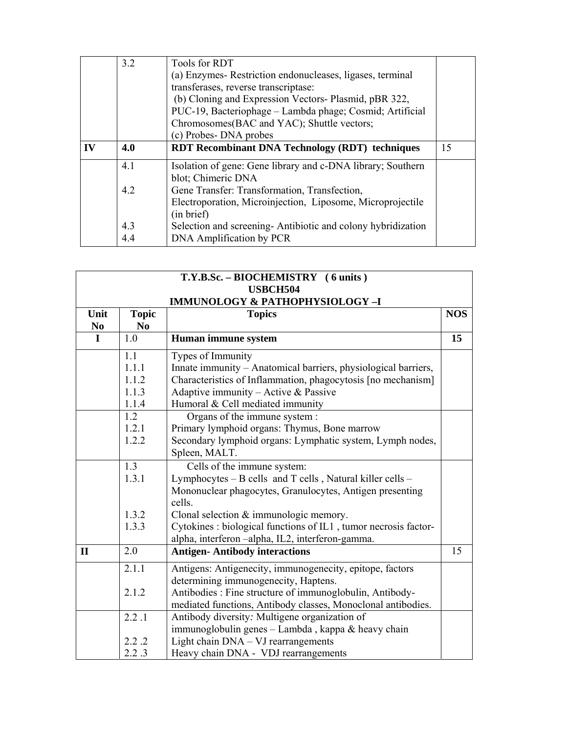| | | | |
|---|---|---|---|
| | 3.2 | Tools for RDT<br>(a) Enzymes- Restriction endonucleases, ligases, terminal transferases, reverse transcriptase:<br>(b) Cloning and Expression Vectors- Plasmid, pBR 322, PUC-19, Bacteriophage – Lambda phage; Cosmid; Artificial Chromosomes(BAC and YAC); Shuttle vectors;<br>(c) Probes- DNA probes | |
| **IV** | **4.0** | **RDT Recombinant DNA Technology (RDT) techniques** | 15 |
| | 4.1<br><br>4.2<br><br><br>4.3<br>4.4 | Isolation of gene: Gene library and c-DNA library; Southern blot; Chimeric DNA<br>Gene Transfer: Transformation, Transfection, Electroporation, Microinjection, Liposome, Microprojectile (in brief)<br>Selection and screening- Antibiotic and colony hybridization<br>DNA Amplification by PCR | |

| **T.Y.B.Sc. – BIOCHEMISTRY ( 6 units )<br>USBCH504<br>IMMUNOLOGY & PATHOPHYSIOLOGY –I** | | | |
|---|---|---|---|
| **Unit No** | **Topic No** | **Topics** | **NOS** |
| **I** | 1.0 | **Human immune system** | **15** |
| | 1.1<br>1.1.1<br>1.1.2<br>1.1.3<br>1.1.4 | Types of Immunity<br>Innate immunity – Anatomical barriers, physiological barriers,<br>Characteristics of Inflammation, phagocytosis [no mechanism]<br>Adaptive immunity – Active & Passive<br>Humoral & Cell mediated immunity | |
| | 1.2<br>1.2.1<br>1.2.2 | Organs of the immune system :<br>Primary lymphoid organs: Thymus, Bone marrow<br>Secondary lymphoid organs: Lymphatic system, Lymph nodes, Spleen, MALT. | |
| | 1.3<br>1.3.1<br><br><br>1.3.2<br>1.3.3 | Cells of the immune system:<br>Lymphocytes – B cells and T cells , Natural killer cells – Mononuclear phagocytes, Granulocytes, Antigen presenting cells.<br>Clonal selection & immunologic memory.<br>Cytokines : biological functions of IL1 , tumor necrosis factor-alpha, interferon –alpha, IL2, interferon-gamma. | |
| **II** | 2.0 | **Antigen- Antibody interactions** | 15 |
| | 2.1.1<br><br>2.1.2 | Antigens: Antigenecity, immunogenecity, epitope, factors determining immunogenecity, Haptens.<br>Antibodies : Fine structure of immunoglobulin, Antibody-mediated functions, Antibody classes, Monoclonal antibodies. | |
| | 2.2 .1<br><br>2.2 .2<br>2.2 .3 | Antibody diversity*:* Multigene organization of immunoglobulin genes – Lambda , kappa & heavy chain<br>Light chain DNA – VJ rearrangements<br>Heavy chain DNA - VDJ rearrangements | |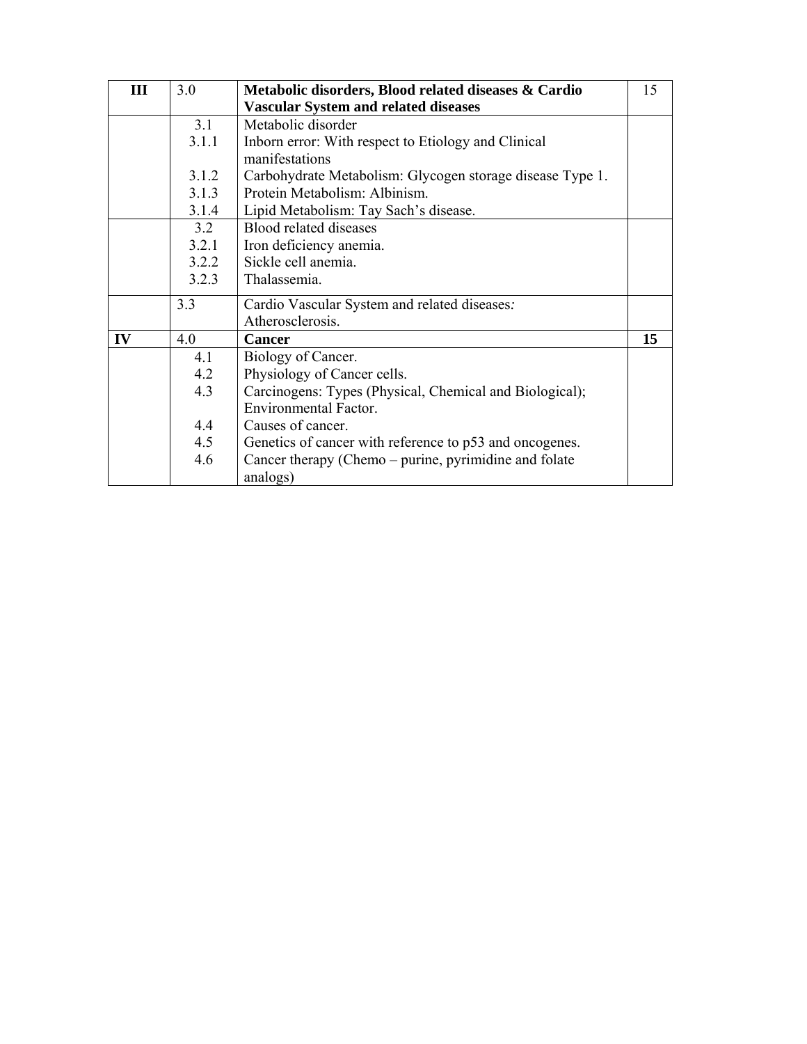| **III** | 3.0 | **Metabolic disorders, Blood related diseases & Cardio Vascular System and related diseases** | 15 |
|---|---|---|---|
| | 3.1 | Metabolic disorder | |
| | 3.1.1 | Inborn error: With respect to Etiology and Clinical manifestations | |
| | 3.1.2 | Carbohydrate Metabolism: Glycogen storage disease Type 1. | |
| | 3.1.3 | Protein Metabolism: Albinism. | |
| | 3.1.4 | Lipid Metabolism: Tay Sach's disease. | |
| | 3.2 | Blood related diseases | |
| | 3.2.1 | Iron deficiency anemia. | |
| | 3.2.2 | Sickle cell anemia. | |
| | 3.2.3 | Thalassemia. | |
| | 3.3 | Cardio Vascular System and related diseases*:* Atherosclerosis. | |
| **IV** | 4.0 | **Cancer** | **15** |
| | 4.1 | Biology of Cancer. | |
| | 4.2 | Physiology of Cancer cells. | |
| | 4.3 | Carcinogens: Types (Physical, Chemical and Biological); Environmental Factor. | |
| | 4.4 | Causes of cancer. | |
| | 4.5 | Genetics of cancer with reference to p53 and oncogenes. | |
| | 4.6 | Cancer therapy (Chemo – purine, pyrimidine and folate analogs) | |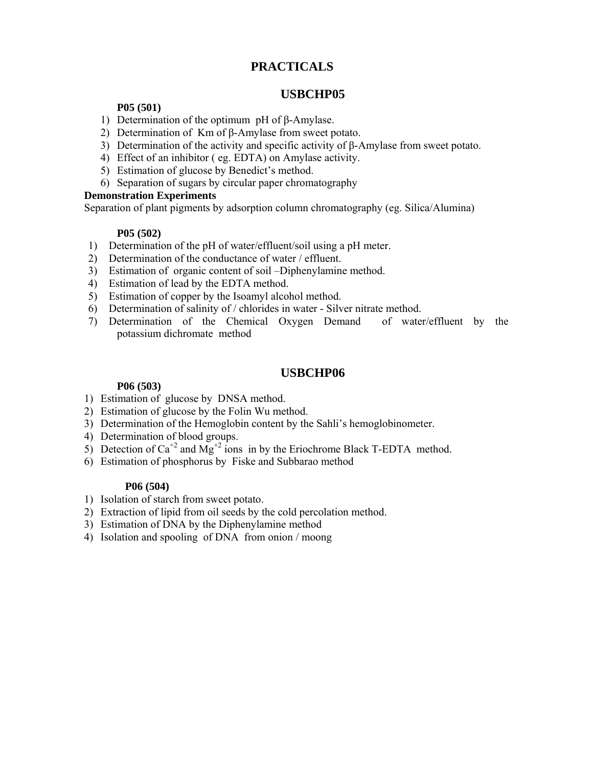# PRACTICALS

## USBCHP05

**P05 (501)**

1) Determination of the optimum pH of β-Amylase.
2) Determination of Km of β-Amylase from sweet potato.
3) Determination of the activity and specific activity of β-Amylase from sweet potato.
4) Effect of an inhibitor ( eg. EDTA) on Amylase activity.
5) Estimation of glucose by Benedict's method.
6) Separation of sugars by circular paper chromatography

**Demonstration Experiments**

Separation of plant pigments by adsorption column chromatography (eg. Silica/Alumina)

**P05 (502)**

1) Determination of the pH of water/effluent/soil using a pH meter.
2) Determination of the conductance of water / effluent.
3) Estimation of organic content of soil –Diphenylamine method.
4) Estimation of lead by the EDTA method.
5) Estimation of copper by the Isoamyl alcohol method.
6) Determination of salinity of / chlorides in water - Silver nitrate method.
7) Determination of the Chemical Oxygen Demand of water/effluent by the potassium dichromate method

## USBCHP06

**P06 (503)**

1) Estimation of glucose by DNSA method.
2) Estimation of glucose by the Folin Wu method.
3) Determination of the Hemoglobin content by the Sahli's hemoglobinometer.
4) Determination of blood groups.
5) Detection of $Ca^{+2}$ and $Mg^{+2}$ ions in by the Eriochrome Black T-EDTA method.
6) Estimation of phosphorus by Fiske and Subbarao method

**P06 (504)**

1) Isolation of starch from sweet potato.
2) Extraction of lipid from oil seeds by the cold percolation method.
3) Estimation of DNA by the Diphenylamine method
4) Isolation and spooling of DNA from onion / moong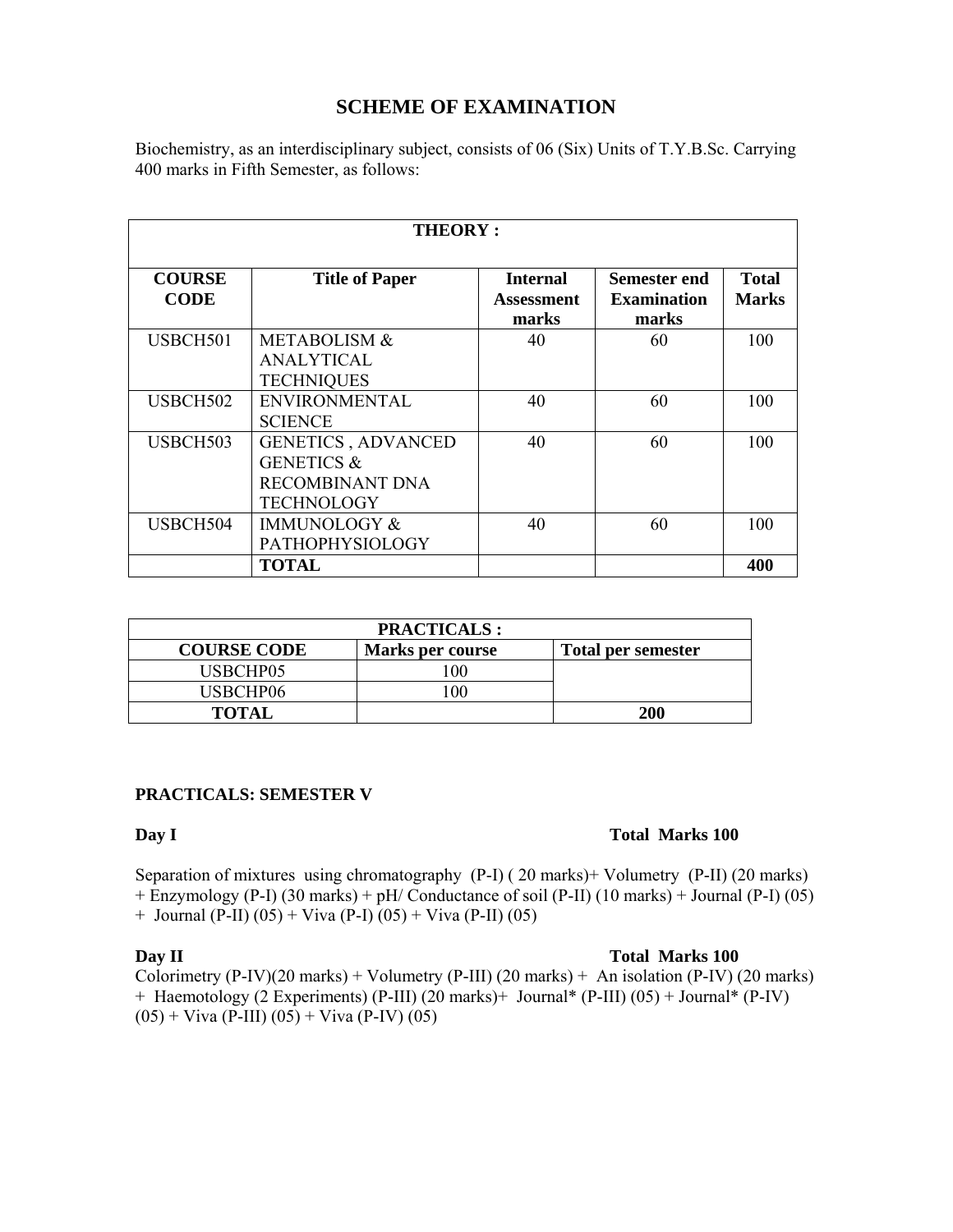# SCHEME OF EXAMINATION

Biochemistry, as an interdisciplinary subject, consists of 06 (Six) Units of T.Y.B.Sc. Carrying 400 marks in Fifth Semester, as follows:

| THEORY : | | | | |
|---|---|---|---|---|
| **COURSE CODE** | **Title of Paper** | **Internal Assessment marks** | **Semester end Examination marks** | **Total Marks** |
| USBCH501 | METABOLISM & ANALYTICAL TECHNIQUES | 40 | 60 | 100 |
| USBCH502 | ENVIRONMENTAL SCIENCE | 40 | 60 | 100 |
| USBCH503 | GENETICS , ADVANCED GENETICS & RECOMBINANT DNA TECHNOLOGY | 40 | 60 | 100 |
| USBCH504 | IMMUNOLOGY & PATHOPHYSIOLOGY | 40 | 60 | 100 |
| | **TOTAL** | | | **400** |

| PRACTICALS : | | |
|---|---|---|
| **COURSE CODE** | **Marks per course** | **Total per semester** |
| USBCHP05 | 100 | |
| USBCHP06 | 100 | |
| **TOTAL** | | **200** |

**PRACTICALS: SEMESTER V**

**Day I** **Total Marks 100**

Separation of mixtures using chromatography (P-I) ( 20 marks)+ Volumetry (P-II) (20 marks) + Enzymology (P-I) (30 marks) + pH/ Conductance of soil (P-II) (10 marks) + Journal (P-I) (05) + Journal (P-II) (05) + Viva (P-I) (05) + Viva (P-II) (05)

**Day II** **Total Marks 100**

Colorimetry (P-IV)(20 marks) + Volumetry (P-III) (20 marks) + An isolation (P-IV) (20 marks) + Haemotology (2 Experiments) (P-III) (20 marks)+ Journal* (P-III) (05) + Journal* (P-IV) (05) + Viva (P-III) (05) + Viva (P-IV) (05)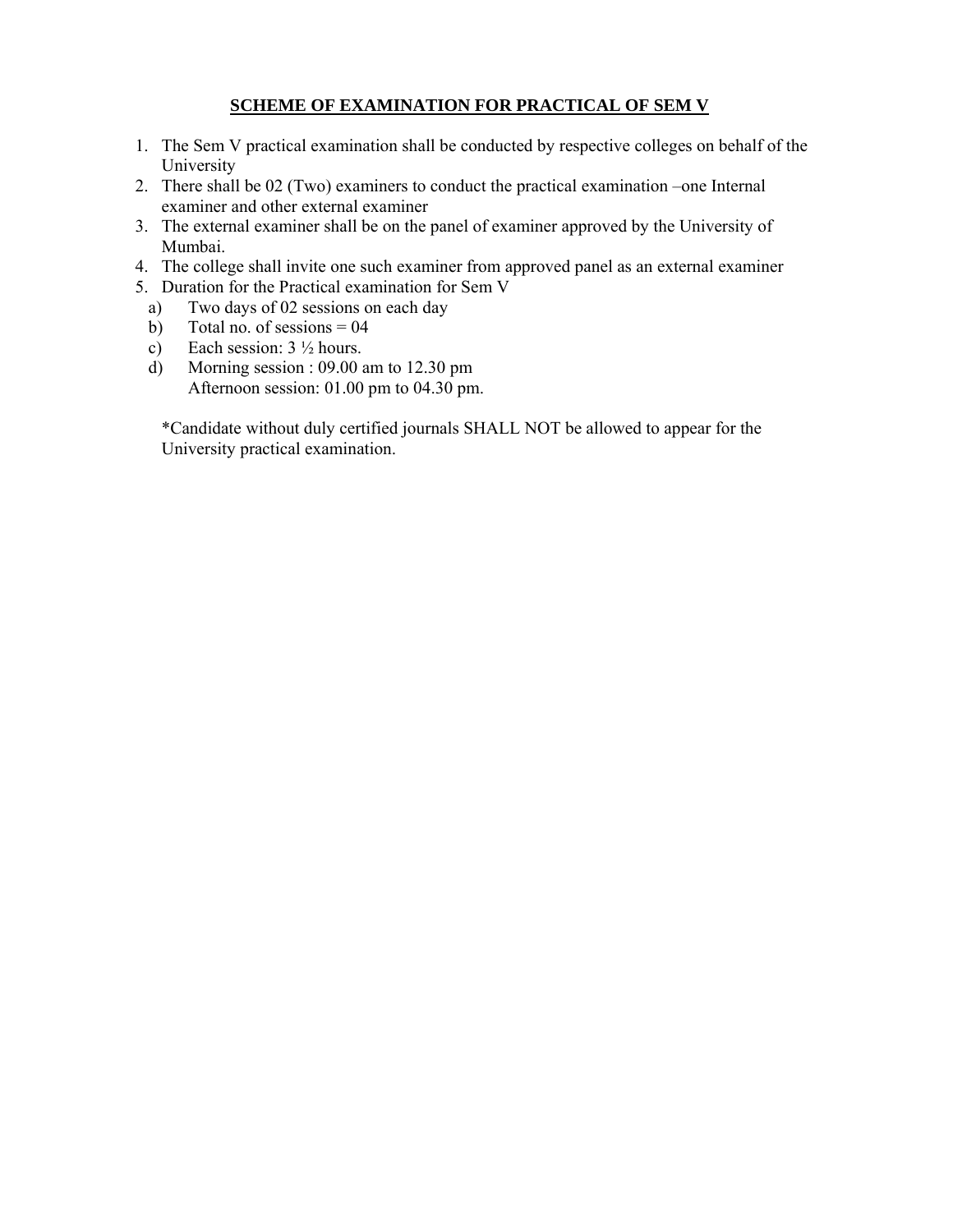## SCHEME OF EXAMINATION FOR PRACTICAL OF SEM V

1. The Sem V practical examination shall be conducted by respective colleges on behalf of the University
2. There shall be 02 (Two) examiners to conduct the practical examination –one Internal examiner and other external examiner
3. The external examiner shall be on the panel of examiner approved by the University of Mumbai.
4. The college shall invite one such examiner from approved panel as an external examiner
5. Duration for the Practical examination for Sem V
   a) Two days of 02 sessions on each day
   b) Total no. of sessions = 04
   c) Each session: 3 ½ hours.
   d) Morning session : 09.00 am to 12.30 pm
      Afternoon session: 01.00 pm to 04.30 pm.

*Candidate without duly certified journals SHALL NOT be allowed to appear for the University practical examination.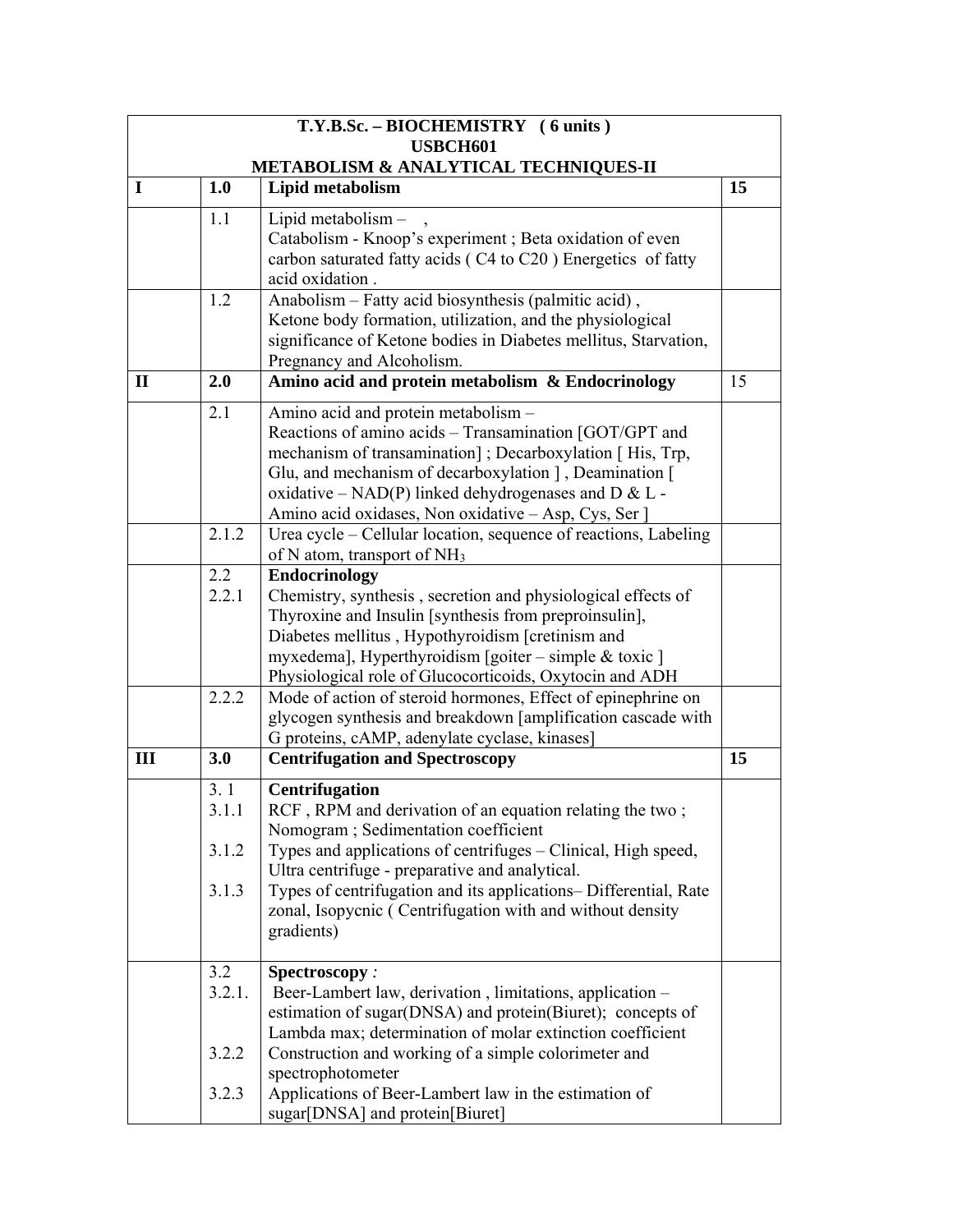| T.Y.B.Sc. – BIOCHEMISTRY ( 6 units )<br>USBCH601<br>METABOLISM & ANALYTICAL TECHNIQUES-II | | | |
|---|---|---|---|
| **I** | **1.0** | **Lipid metabolism** | **15** |
| | 1.1 | Lipid metabolism – ,<br>Catabolism - Knoop's experiment ; Beta oxidation of even carbon saturated fatty acids ( C4 to C20 ) Energetics of fatty acid oxidation . | |
| | 1.2 | Anabolism – Fatty acid biosynthesis (palmitic acid) ,<br>Ketone body formation, utilization, and the physiological significance of Ketone bodies in Diabetes mellitus, Starvation, Pregnancy and Alcoholism. | |
| **II** | **2.0** | **Amino acid and protein metabolism & Endocrinology** | 15 |
| | 2.1 | Amino acid and protein metabolism –<br>Reactions of amino acids – Transamination [GOT/GPT and mechanism of transamination] ; Decarboxylation [ His, Trp, Glu, and mechanism of decarboxylation ] , Deamination [ oxidative – NAD(P) linked dehydrogenases and D & L - Amino acid oxidases, Non oxidative – Asp, Cys, Ser ] | |
| | 2.1.2 | Urea cycle – Cellular location, sequence of reactions, Labeling of N atom, transport of $NH_3$ | |
| | 2.2<br>2.2.1 | **Endocrinology**<br>Chemistry, synthesis , secretion and physiological effects of Thyroxine and Insulin [synthesis from preproinsulin], Diabetes mellitus , Hypothyroidism [cretinism and myxedema], Hyperthyroidism [goiter – simple & toxic ]<br>Physiological role of Glucocorticoids, Oxytocin and ADH | |
| | 2.2.2 | Mode of action of steroid hormones, Effect of epinephrine on glycogen synthesis and breakdown [amplification cascade with G proteins, cAMP, adenylate cyclase, kinases] | |
| **III** | **3.0** | **Centrifugation and Spectroscopy** | **15** |
| | 3. 1<br>3.1.1<br><br>3.1.2<br><br>3.1.3 | **Centrifugation**<br>RCF , RPM and derivation of an equation relating the two ; Nomogram ; Sedimentation coefficient<br>Types and applications of centrifuges – Clinical, High speed, Ultra centrifuge - preparative and analytical.<br>Types of centrifugation and its applications– Differential, Rate zonal, Isopycnic ( Centrifugation with and without density gradients) | |
| | 3.2<br>3.2.1.<br><br><br>3.2.2<br><br>3.2.3 | **Spectroscopy** *:*<br>Beer-Lambert law, derivation , limitations, application – estimation of sugar(DNSA) and protein(Biuret); concepts of Lambda max; determination of molar extinction coefficient<br>Construction and working of a simple colorimeter and spectrophotometer<br>Applications of Beer-Lambert law in the estimation of sugar[DNSA] and protein[Biuret] | |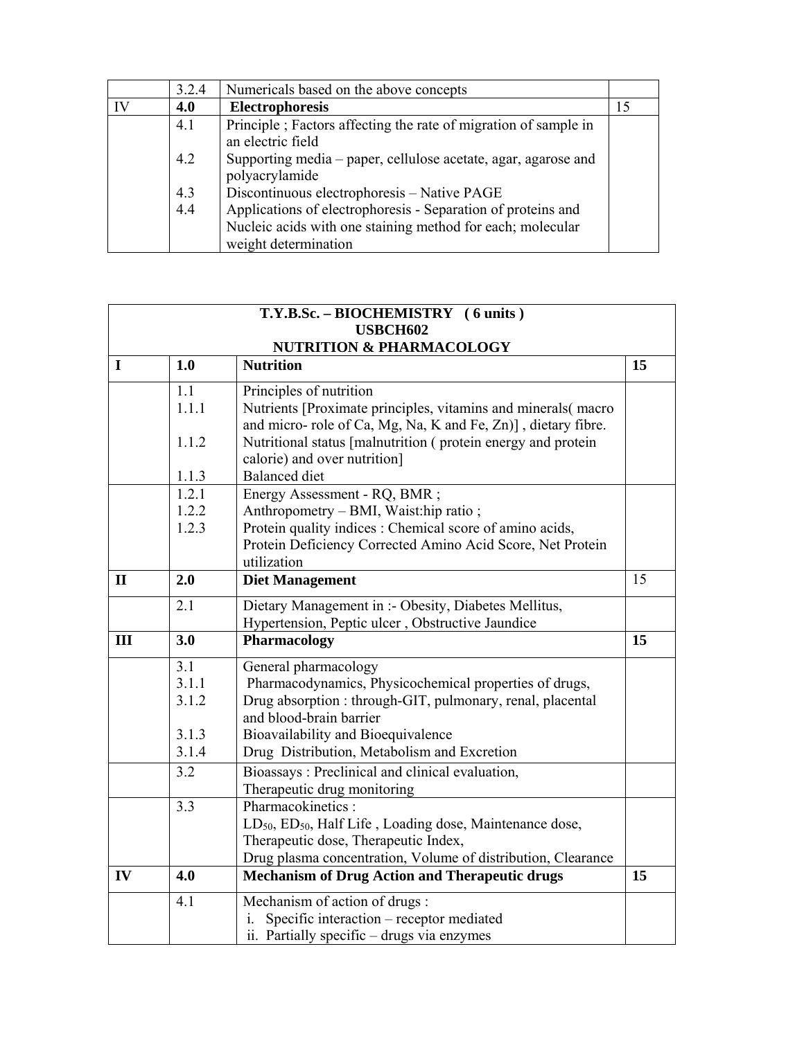| | | | |
|---|---|---|---|
| | 3.2.4 | Numericals based on the above concepts | |
| IV | **4.0** | **Electrophoresis** | 15 |
| | 4.1<br><br>4.2<br><br>4.3<br>4.4 | Principle ; Factors affecting the rate of migration of sample in an electric field<br>Supporting media – paper, cellulose acetate, agar, agarose and polyacrylamide<br>Discontinuous electrophoresis – Native PAGE<br>Applications of electrophoresis - Separation of proteins and Nucleic acids with one staining method for each; molecular weight determination | |

| **T.Y.B.Sc. – BIOCHEMISTRY ( 6 units )**<br>**USBCH602**<br>**NUTRITION & PHARMACOLOGY** | | | |
|---|---|---|---|
| **I** | **1.0** | **Nutrition** | **15** |
| | 1.1<br>1.1.1<br><br>1.1.2<br><br>1.1.3 | Principles of nutrition<br>Nutrients [Proximate principles, vitamins and minerals( macro and micro- role of Ca, Mg, Na, K and Fe, Zn)] , dietary fibre.<br>Nutritional status [malnutrition ( protein energy and protein calorie) and over nutrition]<br>Balanced diet | |
| | 1.2.1<br>1.2.2<br>1.2.3 | Energy Assessment - RQ, BMR ;<br>Anthropometry – BMI, Waist:hip ratio ;<br>Protein quality indices : Chemical score of amino acids, Protein Deficiency Corrected Amino Acid Score, Net Protein utilization | |
| **II** | **2.0** | **Diet Management** | 15 |
| | 2.1 | Dietary Management in :- Obesity, Diabetes Mellitus, Hypertension, Peptic ulcer , Obstructive Jaundice | |
| **III** | **3.0** | **Pharmacology** | **15** |
| | 3.1<br>3.1.1<br>3.1.2<br><br>3.1.3<br>3.1.4 | General pharmacology<br>Pharmacodynamics, Physicochemical properties of drugs,<br>Drug absorption : through-GIT, pulmonary, renal, placental and blood-brain barrier<br>Bioavailability and Bioequivalence<br>Drug Distribution, Metabolism and Excretion | |
| | 3.2 | Bioassays : Preclinical and clinical evaluation, Therapeutic drug monitoring | |
| | 3.3 | Pharmacokinetics :<br>$LD_{50}$, $ED_{50}$, Half Life , Loading dose, Maintenance dose, Therapeutic dose, Therapeutic Index,<br>Drug plasma concentration, Volume of distribution, Clearance | |
| **IV** | **4.0** | **Mechanism of Drug Action and Therapeutic drugs** | **15** |
| | 4.1 | Mechanism of action of drugs :<br>i. Specific interaction – receptor mediated<br>ii. Partially specific – drugs via enzymes | |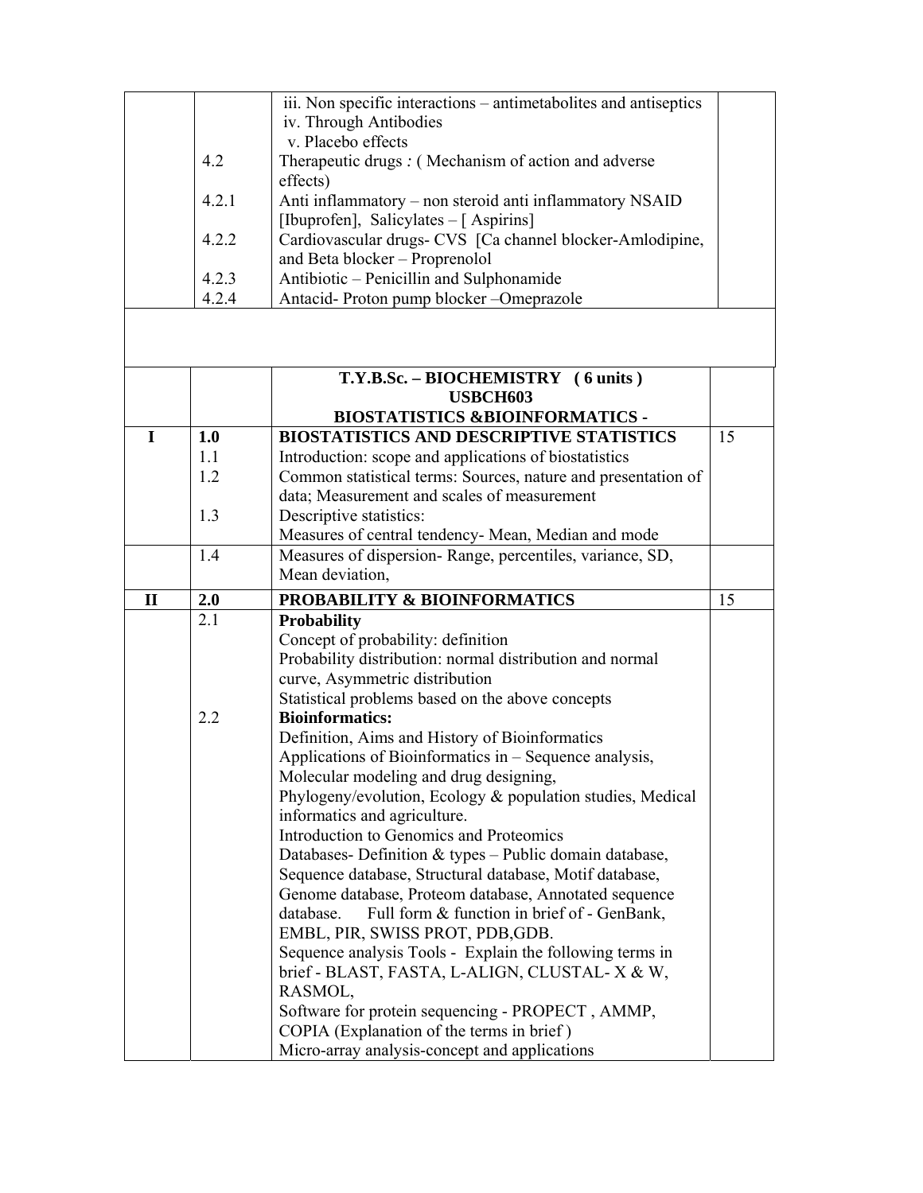| | | | |
|---|---|---|---|
| | | iii. Non specific interactions – antimetabolites and antiseptics<br>iv. Through Antibodies<br>v. Placebo effects | |
| | 4.2 | Therapeutic drugs : ( Mechanism of action and adverse effects) | |
| | 4.2.1 | Anti inflammatory – non steroid anti inflammatory NSAID [Ibuprofen], Salicylates – [ Aspirins] | |
| | 4.2.2 | Cardiovascular drugs- CVS [Ca channel blocker-Amlodipine, and Beta blocker – Proprenolol | |
| | 4.2.3 | Antibiotic – Penicillin and Sulphonamide | |
| | 4.2.4 | Antacid- Proton pump blocker –Omeprazole | |

| | | | |
|---|---|---|---|
| | | **T.Y.B.Sc. – BIOCHEMISTRY ( 6 units )**<br>**USBCH603**<br>**BIOSTATISTICS &BIOINFORMATICS -** | |
| **I** | **1.0** | **BIOSTATISTICS AND DESCRIPTIVE STATISTICS** | 15 |
| | 1.1 | Introduction: scope and applications of biostatistics | |
| | 1.2 | Common statistical terms: Sources, nature and presentation of data; Measurement and scales of measurement | |
| | 1.3 | Descriptive statistics:<br>Measures of central tendency- Mean, Median and mode | |
| | 1.4 | Measures of dispersion- Range, percentiles, variance, SD, Mean deviation, | |
| **II** | **2.0** | **PROBABILITY & BIOINFORMATICS** | 15 |
| | 2.1 | **Probability**<br>Concept of probability: definition<br>Probability distribution: normal distribution and normal curve, Asymmetric distribution<br>Statistical problems based on the above concepts | |
| | 2.2 | **Bioinformatics:**<br>Definition, Aims and History of Bioinformatics<br>Applications of Bioinformatics in – Sequence analysis, Molecular modeling and drug designing, Phylogeny/evolution, Ecology & population studies, Medical informatics and agriculture.<br>Introduction to Genomics and Proteomics<br>Databases- Definition & types – Public domain database, Sequence database, Structural database, Motif database, Genome database, Proteom database, Annotated sequence database. Full form & function in brief of - GenBank, EMBL, PIR, SWISS PROT, PDB,GDB.<br>Sequence analysis Tools - Explain the following terms in brief - BLAST, FASTA, L-ALIGN, CLUSTAL- X & W, RASMOL,<br>Software for protein sequencing - PROPECT , AMMP, COPIA (Explanation of the terms in brief )<br>Micro-array analysis-concept and applications | |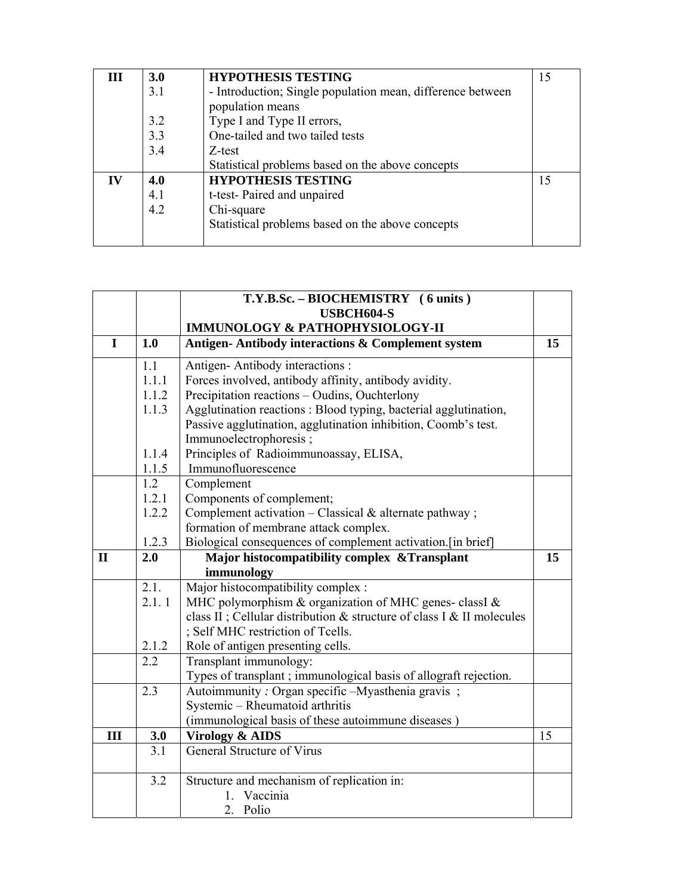| | | | |
|---|---|---|---|
| **III** | **3.0** | **HYPOTHESIS TESTING** | 15 |
| | 3.1 | - Introduction; Single population mean, difference between population means | |
| | 3.2 | Type I and Type II errors, | |
| | 3.3 | One-tailed and two tailed tests | |
| | 3.4 | Z-test | |
| | | Statistical problems based on the above concepts | |
| **IV** | **4.0** | **HYPOTHESIS TESTING** | 15 |
| | 4.1 | t-test- Paired and unpaired | |
| | 4.2 | Chi-square | |
| | | Statistical problems based on the above concepts | |

| | | **T.Y.B.Sc. – BIOCHEMISTRY ( 6 units )**<br>**USBCH604-S**<br>**IMMUNOLOGY & PATHOPHYSIOLOGY-II** | |
|---|---|---|---|
| **I** | **1.0** | **Antigen- Antibody interactions & Complement system** | **15** |
| | 1.1 | Antigen- Antibody interactions : | |
| | 1.1.1 | Forces involved, antibody affinity, antibody avidity. | |
| | 1.1.2 | Precipitation reactions – Oudins, Ouchterlony | |
| | 1.1.3 | Agglutination reactions : Blood typing, bacterial agglutination, Passive agglutination, agglutination inhibition, Coomb's test. Immunoelectrophoresis ; | |
| | 1.1.4 | Principles of Radioimmunoassay, ELISA, | |
| | 1.1.5 | Immunofluorescence | |
| | 1.2 | Complement | |
| | 1.2.1 | Components of complement; | |
| | 1.2.2 | Complement activation – Classical & alternate pathway ; formation of membrane attack complex. | |
| | 1.2.3 | Biological consequences of complement activation.[in brief] | |
| **II** | **2.0** | **Major histocompatibility complex &Transplant immunology** | **15** |
| | 2.1. | Major histocompatibility complex : | |
| | 2.1. 1 | MHC polymorphism & organization of MHC genes- classI & class II ; Cellular distribution & structure of class I & II molecules ; Self MHC restriction of Tcells. | |
| | 2.1.2 | Role of antigen presenting cells. | |
| | 2.2 | Transplant immunology:<br>Types of transplant ; immunological basis of allograft rejection. | |
| | 2.3 | Autoimmunity *:* Organ specific –Myasthenia gravis ; Systemic – Rheumatoid arthritis<br>(immunological basis of these autoimmune diseases ) | |
| **III** | **3.0** | **Virology & AIDS** | 15 |
| | 3.1 | General Structure of Virus | |
| | 3.2 | Structure and mechanism of replication in:<br>1. Vaccinia<br>2. Polio | |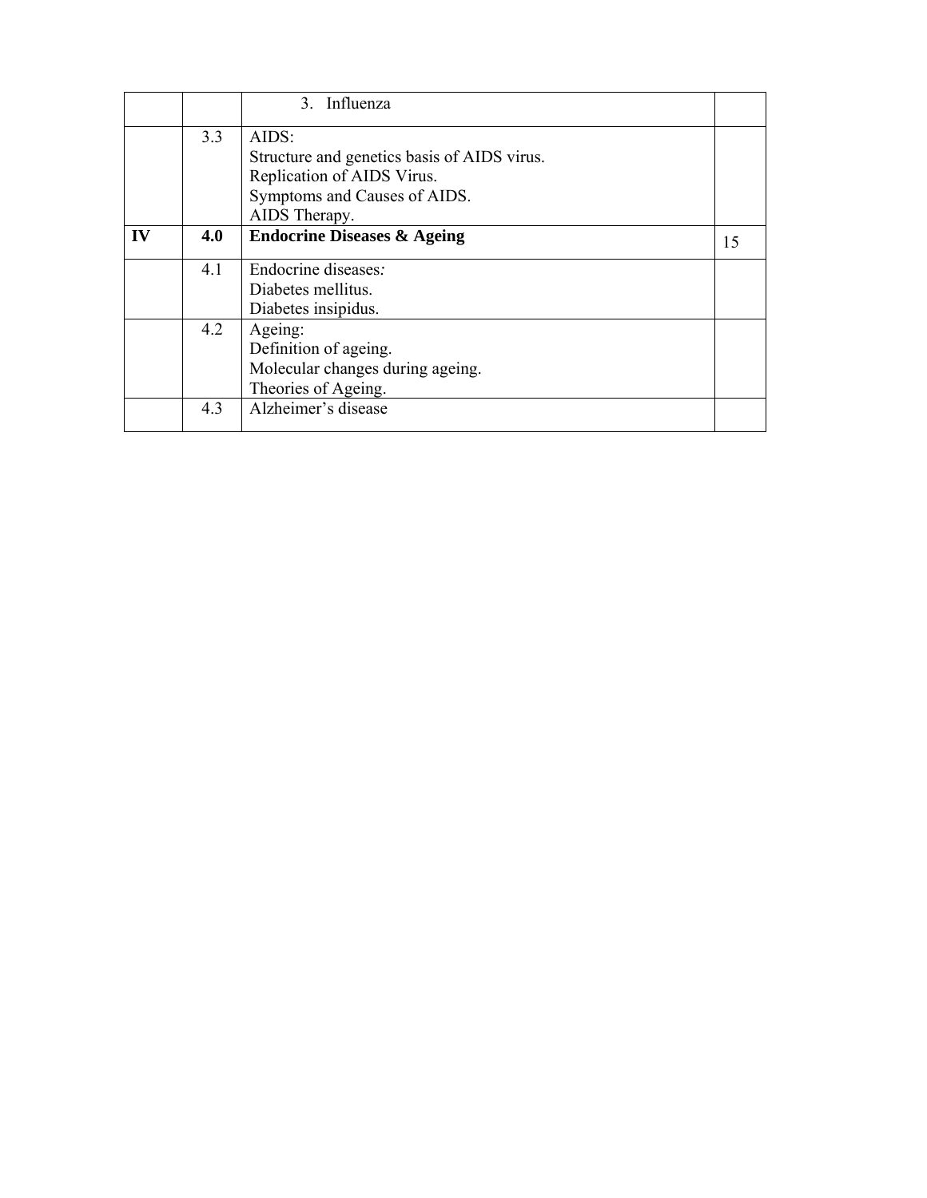| | | | |
|---|---|---|---|
| | | 3. Influenza | |
| | 3.3 | AIDS:<br>Structure and genetics basis of AIDS virus.<br>Replication of AIDS Virus.<br>Symptoms and Causes of AIDS.<br>AIDS Therapy. | |
| **IV** | **4.0** | **Endocrine Diseases & Ageing** | 15 |
| | 4.1 | Endocrine diseases*:*<br>Diabetes mellitus.<br>Diabetes insipidus. | |
| | 4.2 | Ageing:<br>Definition of ageing.<br>Molecular changes during ageing.<br>Theories of Ageing. | |
| | 4.3 | Alzheimer's disease | |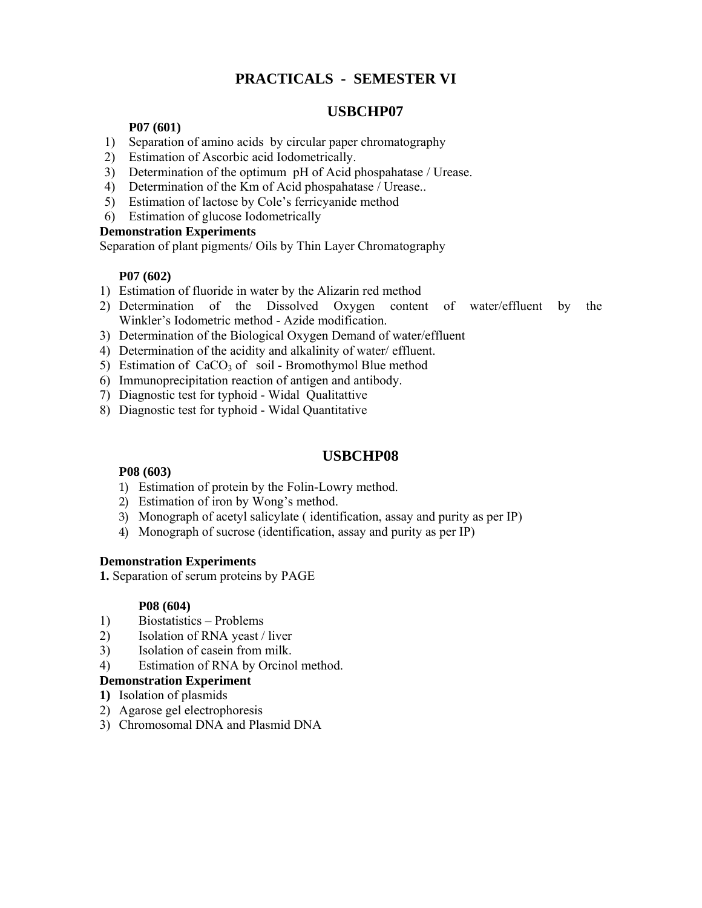# PRACTICALS - SEMESTER VI

## USBCHP07

**P07 (601)**

1) Separation of amino acids by circular paper chromatography
2) Estimation of Ascorbic acid Iodometrically.
3) Determination of the optimum pH of Acid phospahatase / Urease.
4) Determination of the Km of Acid phospahatase / Urease..
5) Estimation of lactose by Cole's ferricyanide method
6) Estimation of glucose Iodometrically

**Demonstration Experiments**

Separation of plant pigments/ Oils by Thin Layer Chromatography

**P07 (602)**

1) Estimation of fluoride in water by the Alizarin red method
2) Determination of the Dissolved Oxygen content of water/effluent by the Winkler's Iodometric method - Azide modification.
3) Determination of the Biological Oxygen Demand of water/effluent
4) Determination of the acidity and alkalinity of water/ effluent.
5) Estimation of $CaCO_3$ of soil - Bromothymol Blue method
6) Immunoprecipitation reaction of antigen and antibody.
7) Diagnostic test for typhoid - Widal Qualitattive
8) Diagnostic test for typhoid - Widal Quantitative

## USBCHP08

**P08 (603)**

1) Estimation of protein by the Folin-Lowry method.
2) Estimation of iron by Wong's method.
3) Monograph of acetyl salicylate ( identification, assay and purity as per IP)
4) Monograph of sucrose (identification, assay and purity as per IP)

**Demonstration Experiments**

**1.** Separation of serum proteins by PAGE

**P08 (604)**

1) Biostatistics – Problems
2) Isolation of RNA yeast / liver
3) Isolation of casein from milk.
4) Estimation of RNA by Orcinol method.

**Demonstration Experiment**

**1)** Isolation of plasmids
2) Agarose gel electrophoresis
3) Chromosomal DNA and Plasmid DNA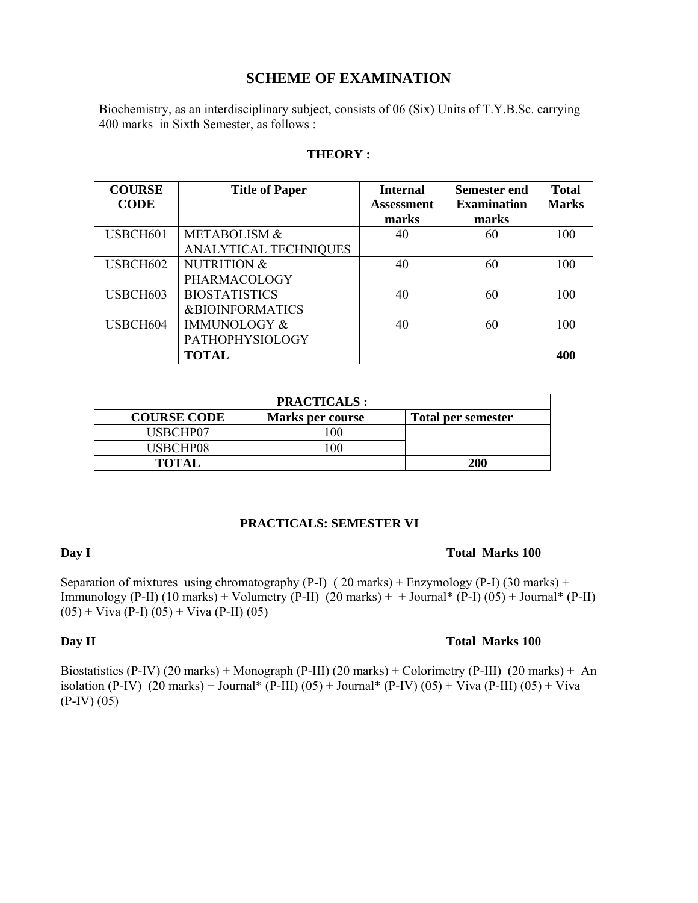## SCHEME OF EXAMINATION

Biochemistry, as an interdisciplinary subject, consists of 06 (Six) Units of T.Y.B.Sc. carrying 400 marks in Sixth Semester, as follows :

| THEORY : | | | | |
|---|---|---|---|---|
| **COURSE CODE** | **Title of Paper** | **Internal Assessment marks** | **Semester end Examination marks** | **Total Marks** |
| USBCH601 | METABOLISM & ANALYTICAL TECHNIQUES | 40 | 60 | 100 |
| USBCH602 | NUTRITION & PHARMACOLOGY | 40 | 60 | 100 |
| USBCH603 | BIOSTATISTICS &BIOINFORMATICS | 40 | 60 | 100 |
| USBCH604 | IMMUNOLOGY & PATHOPHYSIOLOGY | 40 | 60 | 100 |
| | **TOTAL** | | | **400** |

| PRACTICALS : | | |
|---|---|---|
| **COURSE CODE** | **Marks per course** | **Total per semester** |
| USBCHP07 | 100 | |
| USBCHP08 | 100 | |
| **TOTAL** | | **200** |

### PRACTICALS: SEMESTER VI

**Day I** **Total Marks 100**

Separation of mixtures using chromatography (P-I) ( 20 marks) + Enzymology (P-I) (30 marks) + Immunology (P-II) (10 marks) + Volumetry (P-II) (20 marks) + + Journal* (P-I) (05) + Journal* (P-II) (05) + Viva (P-I) (05) + Viva (P-II) (05)

**Day II** **Total Marks 100**

Biostatistics (P-IV) (20 marks) + Monograph (P-III) (20 marks) + Colorimetry (P-III) (20 marks) + An isolation (P-IV) (20 marks) + Journal* (P-III) (05) + Journal* (P-IV) (05) + Viva (P-III) (05) + Viva (P-IV) (05)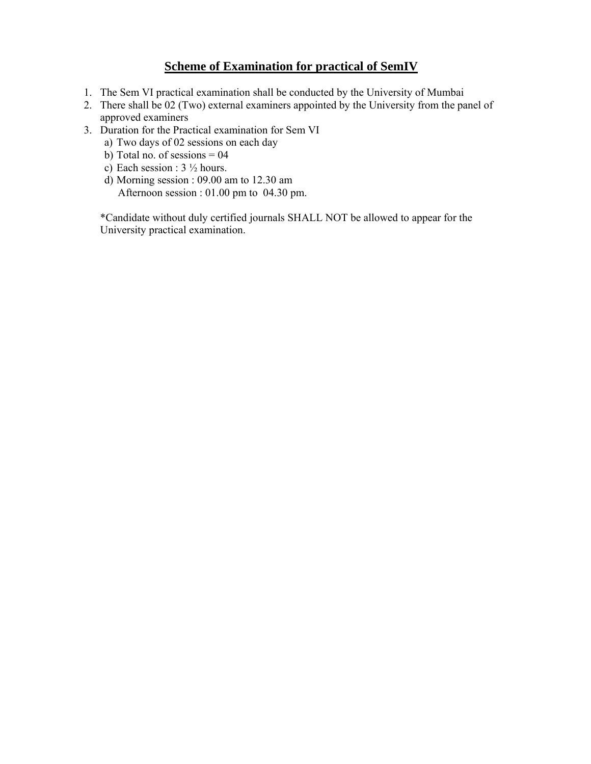## <u>**Scheme of Examination for practical of SemIV**</u>

1. The Sem VI practical examination shall be conducted by the University of Mumbai
2. There shall be 02 (Two) external examiners appointed by the University from the panel of approved examiners
3. Duration for the Practical examination for Sem VI
   a) Two days of 02 sessions on each day
   b) Total no. of sessions = 04
   c) Each session : 3 ½ hours.
   d) Morning session : 09.00 am to 12.30 am
      Afternoon session : 01.00 pm to 04.30 pm.

*Candidate without duly certified journals SHALL NOT be allowed to appear for the University practical examination.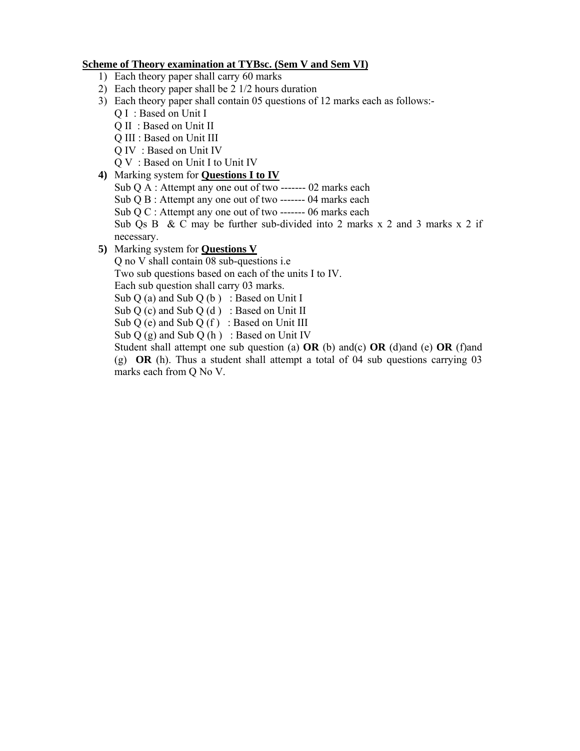**Scheme of Theory examination at TYBsc. (Sem V and Sem VI)**

1) Each theory paper shall carry 60 marks
2) Each theory paper shall be 2 1/2 hours duration
3) Each theory paper shall contain 05 questions of 12 marks each as follows:-
   Q I : Based on Unit I
   Q II : Based on Unit II
   Q III : Based on Unit III
   Q IV : Based on Unit IV
   Q V : Based on Unit I to Unit IV
4) Marking system for **Questions I to IV**
   Sub Q A : Attempt any one out of two ------- 02 marks each
   Sub Q B : Attempt any one out of two ------- 04 marks each
   Sub Q C : Attempt any one out of two ------- 06 marks each
   Sub Qs B & C may be further sub-divided into 2 marks x 2 and 3 marks x 2 if necessary.
5) Marking system for **Questions V**
   Q no V shall contain 08 sub-questions i.e
   Two sub questions based on each of the units I to IV.
   Each sub question shall carry 03 marks.
   Sub Q (a) and Sub Q (b ) : Based on Unit I
   Sub Q (c) and Sub Q (d ) : Based on Unit II
   Sub Q (e) and Sub Q (f ) : Based on Unit III
   Sub Q (g) and Sub Q (h ) : Based on Unit IV
   Student shall attempt one sub question (a) **OR** (b) and(c) **OR** (d)and (e) **OR** (f)and (g) **OR** (h). Thus a student shall attempt a total of 04 sub questions carrying 03 marks each from Q No V.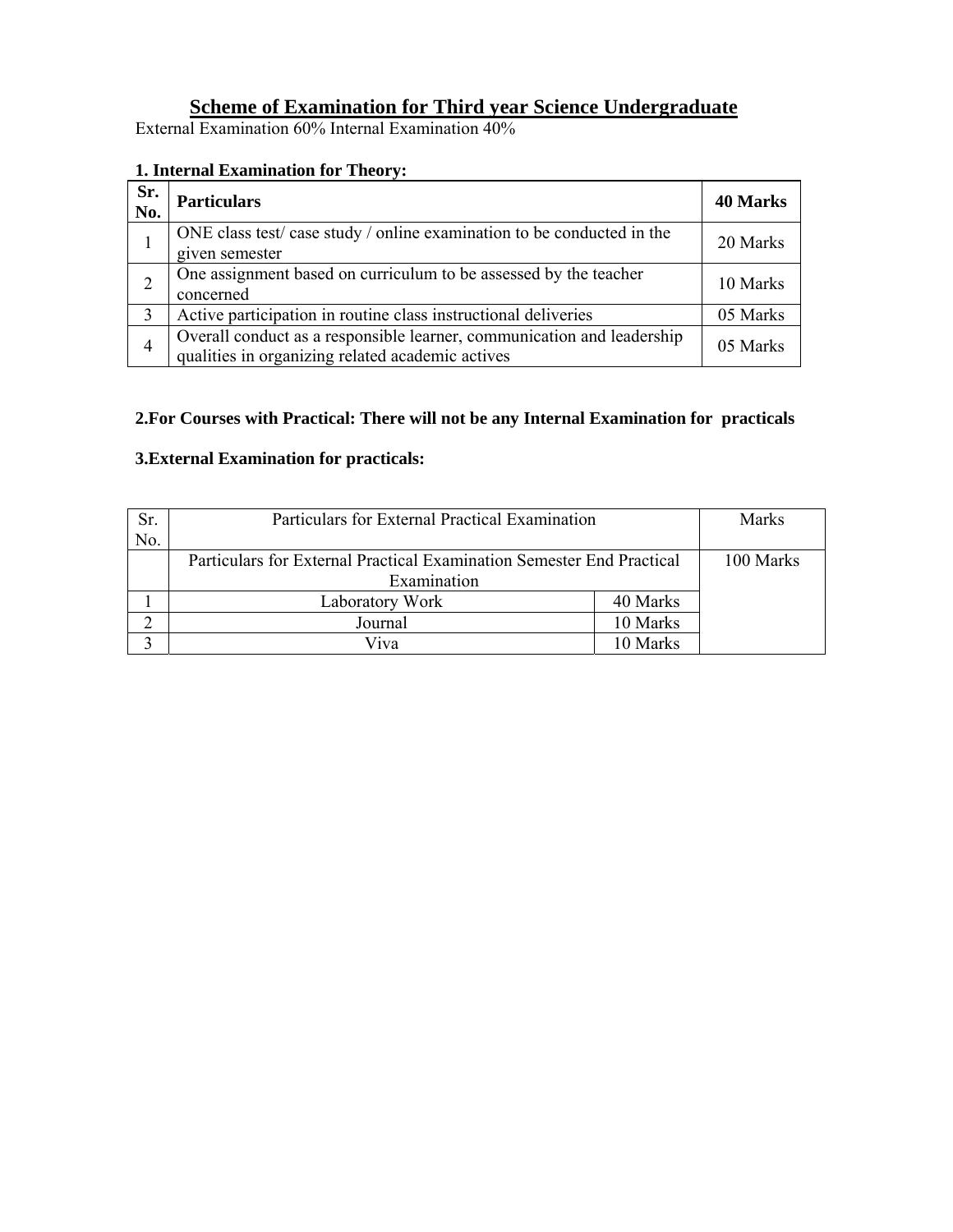## Scheme of Examination for Third year Science Undergraduate

External Examination 60% Internal Examination 40%

**1. Internal Examination for Theory:**

| Sr. No. | Particulars | 40 Marks |
|---|---|---|
| 1 | ONE class test/ case study / online examination to be conducted in the given semester | 20 Marks |
| 2 | One assignment based on curriculum to be assessed by the teacher concerned | 10 Marks |
| 3 | Active participation in routine class instructional deliveries | 05 Marks |
| 4 | Overall conduct as a responsible learner, communication and leadership qualities in organizing related academic actives | 05 Marks |

**2.For Courses with Practical: There will not be any Internal Examination for practicals**

**3.External Examination for practicals:**

| Sr. No. | Particulars for External Practical Examination | | Marks |
|---|---|---|---|
| | Particulars for External Practical Examination Semester End Practical Examination | | 100 Marks |
| 1 | Laboratory Work | 40 Marks | |
| 2 | Journal | 10 Marks | |
| 3 | Viva | 10 Marks | |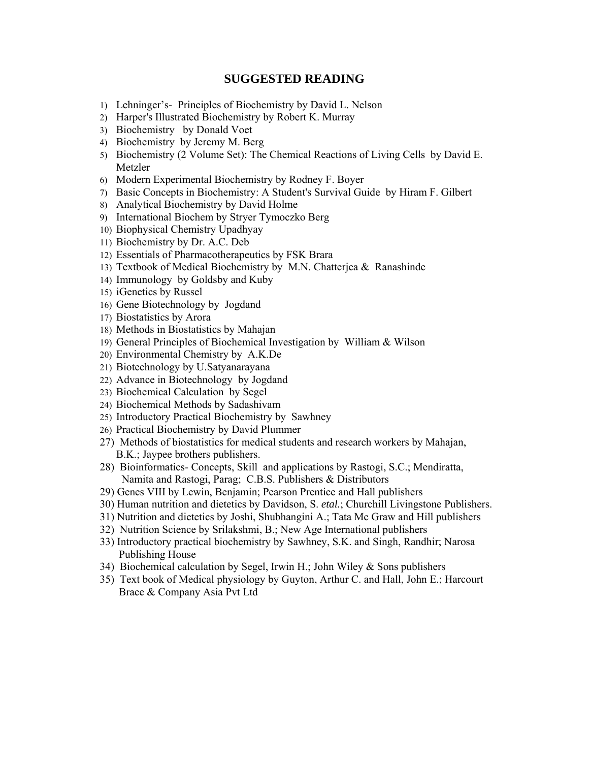## SUGGESTED READING

1) Lehninger's- Principles of Biochemistry by David L. Nelson
2) Harper's Illustrated Biochemistry by Robert K. Murray
3) Biochemistry by Donald Voet
4) Biochemistry by Jeremy M. Berg
5) Biochemistry (2 Volume Set): The Chemical Reactions of Living Cells by David E. Metzler
6) Modern Experimental Biochemistry by Rodney F. Boyer
7) Basic Concepts in Biochemistry: A Student's Survival Guide by Hiram F. Gilbert
8) Analytical Biochemistry by David Holme
9) International Biochem by Stryer Tymoczko Berg
10) Biophysical Chemistry Upadhyay
11) Biochemistry by Dr. A.C. Deb
12) Essentials of Pharmacotherapeutics by FSK Brara
13) Textbook of Medical Biochemistry by M.N. Chatterjea & Ranashinde
14) Immunology by Goldsby and Kuby
15) iGenetics by Russel
16) Gene Biotechnology by Jogdand
17) Biostatistics by Arora
18) Methods in Biostatistics by Mahajan
19) General Principles of Biochemical Investigation by William & Wilson
20) Environmental Chemistry by A.K.De
21) Biotechnology by U.Satyanarayana
22) Advance in Biotechnology by Jogdand
23) Biochemical Calculation by Segel
24) Biochemical Methods by Sadashivam
25) Introductory Practical Biochemistry by Sawhney
26) Practical Biochemistry by David Plummer
27) Methods of biostatistics for medical students and research workers by Mahajan, B.K.; Jaypee brothers publishers.
28) Bioinformatics- Concepts, Skill and applications by Rastogi, S.C.; Mendiratta, Namita and Rastogi, Parag; C.B.S. Publishers & Distributors
29) Genes VIII by Lewin, Benjamin; Pearson Prentice and Hall publishers
30) Human nutrition and dietetics by Davidson, S. *etal.*; Churchill Livingstone Publishers.
31) Nutrition and dietetics by Joshi, Shubhangini A.; Tata Mc Graw and Hill publishers
32) Nutrition Science by Srilakshmi, B.; New Age International publishers
33) Introductory practical biochemistry by Sawhney, S.K. and Singh, Randhir; Narosa Publishing House
34) Biochemical calculation by Segel, Irwin H.; John Wiley & Sons publishers
35) Text book of Medical physiology by Guyton, Arthur C. and Hall, John E.; Harcourt Brace & Company Asia Pvt Ltd